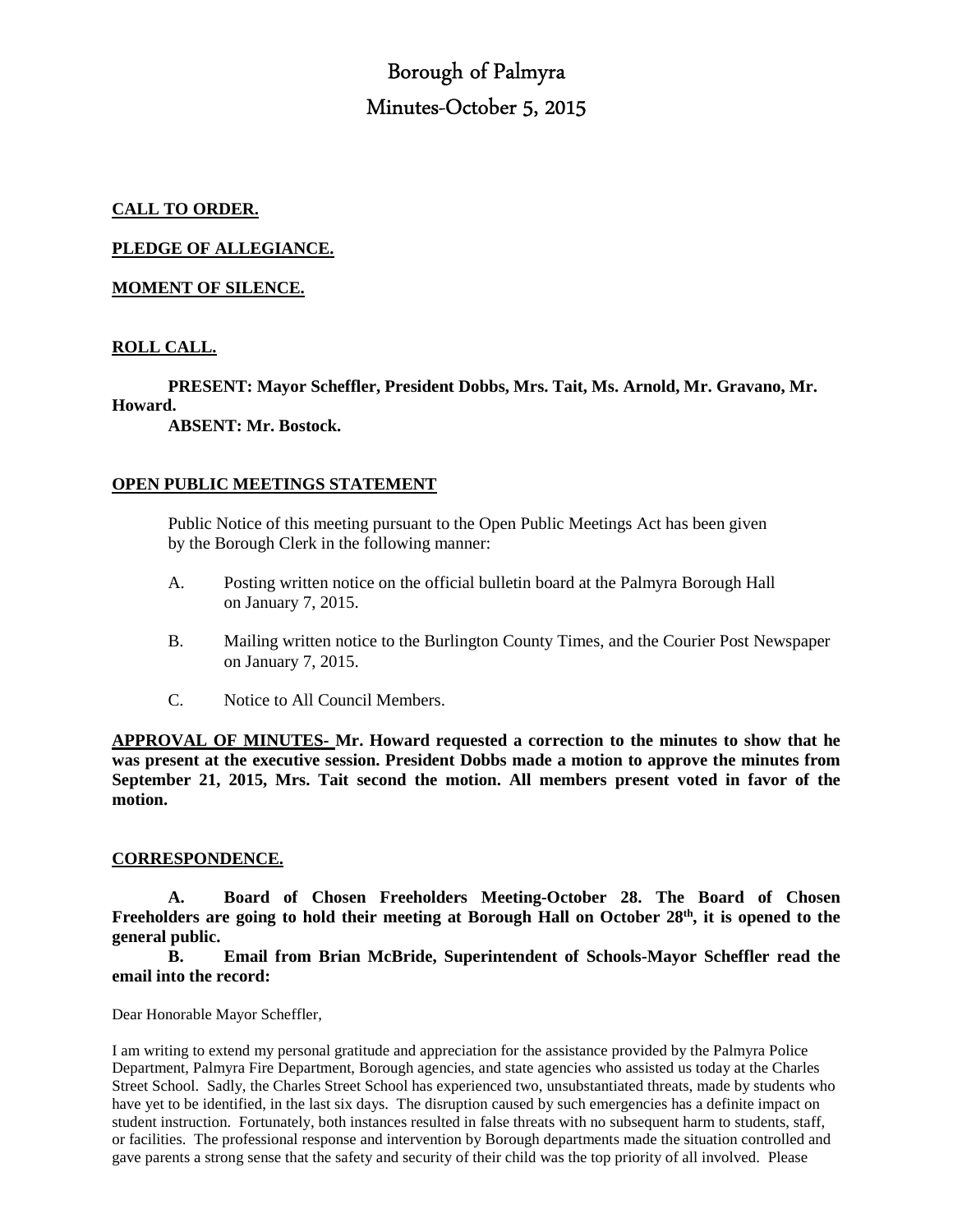# Borough of Palmyra

## Minutes-October 5, 2015

**CALL TO ORDER.**

**PLEDGE OF ALLEGIANCE.**

**MOMENT OF SILENCE.**

**ROLL CALL.**

**PRESENT: Mayor Scheffler, President Dobbs, Mrs. Tait, Ms. Arnold, Mr. Gravano, Mr. Howard.**

**ABSENT: Mr. Bostock.**

**OPEN PUBLIC MEETINGS STATEMENT**

Public Notice of this meeting pursuant to the Open Public Meetings Act has been given by the Borough Clerk in the following manner:

A. Posting written notice on the official bulletin board at the Palmyra Borough Hall on January 7, 2015.

B. Mailing written notice to the Burlington County Times, and the Courier Post Newspaper on January 7, 2015.

C. Notice to All Council Members.

**APPROVAL OF MINUTES- Mr. Howard requested a correction to the minutes to show that he was present at the executive session. President Dobbs made a motion to approve the minutes from September 21, 2015, Mrs. Tait second the motion. All members present voted in favor of the motion.**

**CORRESPONDENCE.**

**A. Board of Chosen Freeholders Meeting-October 28. The Board of Chosen Freeholders are going to hold their meeting at Borough Hall on October 28th, it is opened to the general public.**

**B. Email from Brian McBride, Superintendent of Schools-Mayor Scheffler read the email into the record:**

Dear Honorable Mayor Scheffler,

I am writing to extend my personal gratitude and appreciation for the assistance provided by the Palmyra Police Department, Palmyra Fire Department, Borough agencies, and state agencies who assisted us today at the Charles Street School. Sadly, the Charles Street School has experienced two, unsubstantiated threats, made by students who have yet to be identified, in the last six days. The disruption caused by such emergencies has a definite impact on student instruction. Fortunately, both instances resulted in false threats with no subsequent harm to students, staff, or facilities. The professional response and intervention by Borough departments made the situation controlled and gave parents a strong sense that the safety and security of their child was the top priority of all involved. Please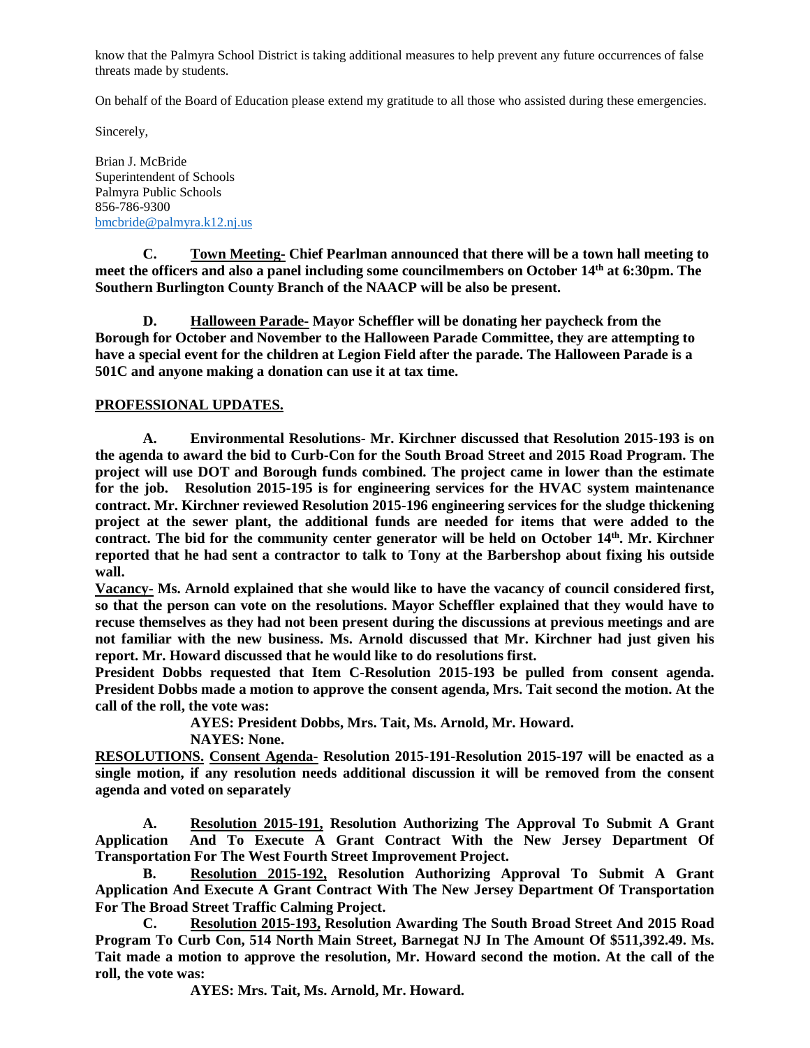know that the Palmyra School District is taking additional measures to help prevent any future occurrences of false threats made by students.

On behalf of the Board of Education please extend my gratitude to all those who assisted during these emergencies.

Sincerely,

Brian J. McBride
Superintendent of Schools
Palmyra Public Schools
856-786-9300
bmcbride@palmyra.k12.nj.us

**C. <u>Town Meeting-</u> Chief Pearlman announced that there will be a town hall meeting to meet the officers and also a panel including some councilmembers on October 14th at 6:30pm. The Southern Burlington County Branch of the NAACP will be also be present.**

**D. <u>Halloween Parade-</u> Mayor Scheffler will be donating her paycheck from the Borough for October and November to the Halloween Parade Committee, they are attempting to have a special event for the children at Legion Field after the parade. The Halloween Parade is a 501C and anyone making a donation can use it at tax time.**

**<u>PROFESSIONAL UPDATES.</u>**

**A. Environmental Resolutions- Mr. Kirchner discussed that Resolution 2015-193 is on the agenda to award the bid to Curb-Con for the South Broad Street and 2015 Road Program. The project will use DOT and Borough funds combined. The project came in lower than the estimate for the job. Resolution 2015-195 is for engineering services for the HVAC system maintenance contract. Mr. Kirchner reviewed Resolution 2015-196 engineering services for the sludge thickening project at the sewer plant, the additional funds are needed for items that were added to the contract. The bid for the community center generator will be held on October 14th. Mr. Kirchner reported that he had sent a contractor to talk to Tony at the Barbershop about fixing his outside wall.**

**<u>Vacancy-</u> Ms. Arnold explained that she would like to have the vacancy of council considered first, so that the person can vote on the resolutions. Mayor Scheffler explained that they would have to recuse themselves as they had not been present during the discussions at previous meetings and are not familiar with the new business. Ms. Arnold discussed that Mr. Kirchner had just given his report. Mr. Howard discussed that he would like to do resolutions first.**

**President Dobbs requested that Item C-Resolution 2015-193 be pulled from consent agenda. President Dobbs made a motion to approve the consent agenda, Mrs. Tait second the motion. At the call of the roll, the vote was:**

**AYES: President Dobbs, Mrs. Tait, Ms. Arnold, Mr. Howard.**
**NAYES: None.**

**<u>RESOLUTIONS.</u> <u>Consent Agenda-</u> Resolution 2015-191-Resolution 2015-197 will be enacted as a single motion, if any resolution needs additional discussion it will be removed from the consent agenda and voted on separately**

**A. <u>Resolution 2015-191,</u> Resolution Authorizing The Approval To Submit A Grant Application And To Execute A Grant Contract With the New Jersey Department Of Transportation For The West Fourth Street Improvement Project.**

**B. <u>Resolution 2015-192,</u> Resolution Authorizing Approval To Submit A Grant Application And Execute A Grant Contract With The New Jersey Department Of Transportation For The Broad Street Traffic Calming Project.**

**C. <u>Resolution 2015-193,</u> Resolution Awarding The South Broad Street And 2015 Road Program To Curb Con, 514 North Main Street, Barnegat NJ In The Amount Of $511,392.49. Ms. Tait made a motion to approve the resolution, Mr. Howard second the motion. At the call of the roll, the vote was:**

**AYES: Mrs. Tait, Ms. Arnold, Mr. Howard.**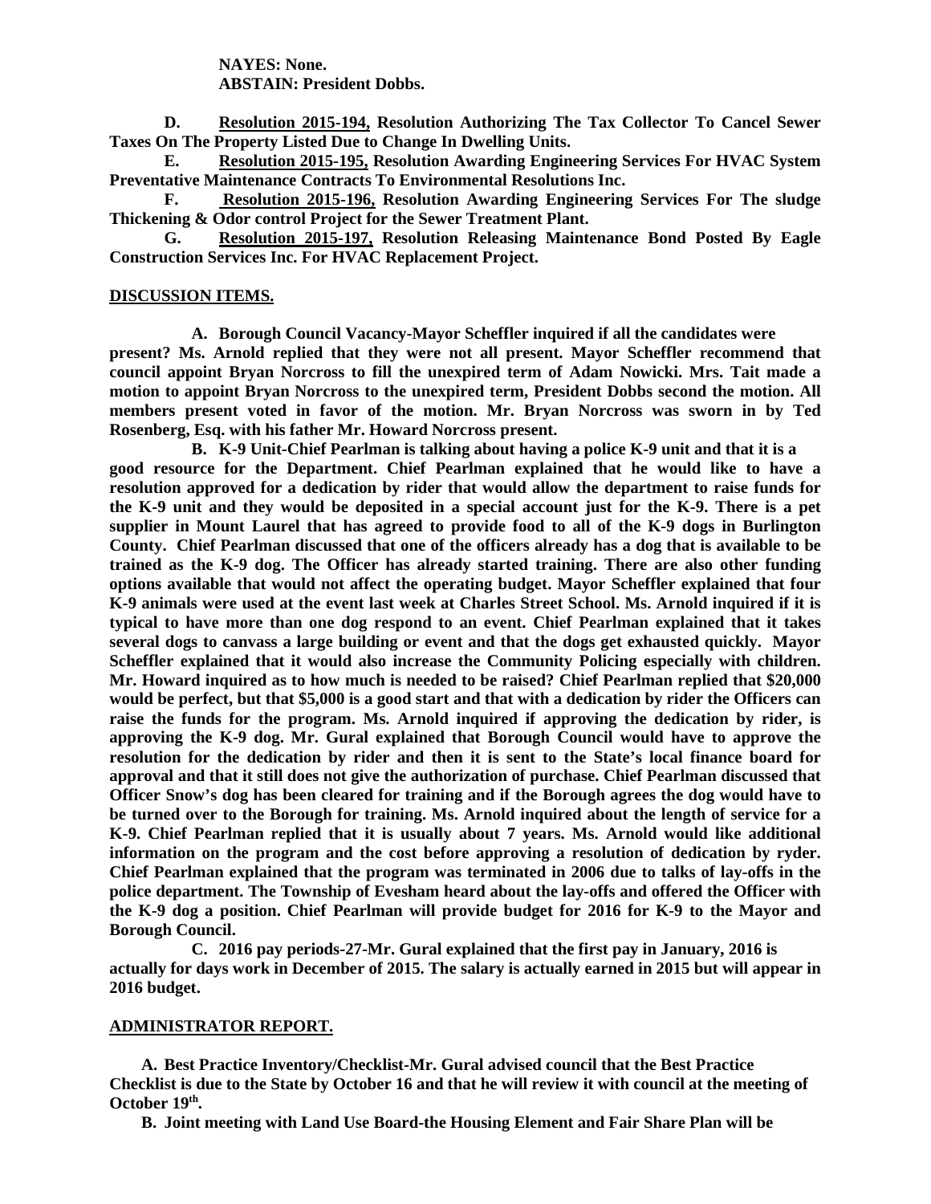**NAYES: None.**
**ABSTAIN: President Dobbs.**

**D. Resolution 2015-194, Resolution Authorizing The Tax Collector To Cancel Sewer Taxes On The Property Listed Due to Change In Dwelling Units.**

**E. Resolution 2015-195, Resolution Awarding Engineering Services For HVAC System Preventative Maintenance Contracts To Environmental Resolutions Inc.**

**F. Resolution 2015-196, Resolution Awarding Engineering Services For The sludge Thickening & Odor control Project for the Sewer Treatment Plant.**

**G. Resolution 2015-197, Resolution Releasing Maintenance Bond Posted By Eagle Construction Services Inc. For HVAC Replacement Project.**

**DISCUSSION ITEMS.**

**A. Borough Council Vacancy-Mayor Scheffler inquired if all the candidates were present? Ms. Arnold replied that they were not all present. Mayor Scheffler recommend that council appoint Bryan Norcross to fill the unexpired term of Adam Nowicki. Mrs. Tait made a motion to appoint Bryan Norcross to the unexpired term, President Dobbs second the motion. All members present voted in favor of the motion. Mr. Bryan Norcross was sworn in by Ted Rosenberg, Esq. with his father Mr. Howard Norcross present.**

**B. K-9 Unit-Chief Pearlman is talking about having a police K-9 unit and that it is a good resource for the Department. Chief Pearlman explained that he would like to have a resolution approved for a dedication by rider that would allow the department to raise funds for the K-9 unit and they would be deposited in a special account just for the K-9. There is a pet supplier in Mount Laurel that has agreed to provide food to all of the K-9 dogs in Burlington County. Chief Pearlman discussed that one of the officers already has a dog that is available to be trained as the K-9 dog. The Officer has already started training. There are also other funding options available that would not affect the operating budget. Mayor Scheffler explained that four K-9 animals were used at the event last week at Charles Street School. Ms. Arnold inquired if it is typical to have more than one dog respond to an event. Chief Pearlman explained that it takes several dogs to canvass a large building or event and that the dogs get exhausted quickly. Mayor Scheffler explained that it would also increase the Community Policing especially with children. Mr. Howard inquired as to how much is needed to be raised? Chief Pearlman replied that \$20,000 would be perfect, but that \$5,000 is a good start and that with a dedication by rider the Officers can raise the funds for the program. Ms. Arnold inquired if approving the dedication by rider, is approving the K-9 dog. Mr. Gural explained that Borough Council would have to approve the resolution for the dedication by rider and then it is sent to the State's local finance board for approval and that it still does not give the authorization of purchase. Chief Pearlman discussed that Officer Snow's dog has been cleared for training and if the Borough agrees the dog would have to be turned over to the Borough for training. Ms. Arnold inquired about the length of service for a K-9. Chief Pearlman replied that it is usually about 7 years. Ms. Arnold would like additional information on the program and the cost before approving a resolution of dedication by ryder. Chief Pearlman explained that the program was terminated in 2006 due to talks of lay-offs in the police department. The Township of Evesham heard about the lay-offs and offered the Officer with the K-9 dog a position. Chief Pearlman will provide budget for 2016 for K-9 to the Mayor and Borough Council.**

**C. 2016 pay periods-27-Mr. Gural explained that the first pay in January, 2016 is actually for days work in December of 2015. The salary is actually earned in 2015 but will appear in 2016 budget.**

**ADMINISTRATOR REPORT.**

**A. Best Practice Inventory/Checklist-Mr. Gural advised council that the Best Practice Checklist is due to the State by October 16 and that he will review it with council at the meeting of October 19th.**

**B. Joint meeting with Land Use Board-the Housing Element and Fair Share Plan will be**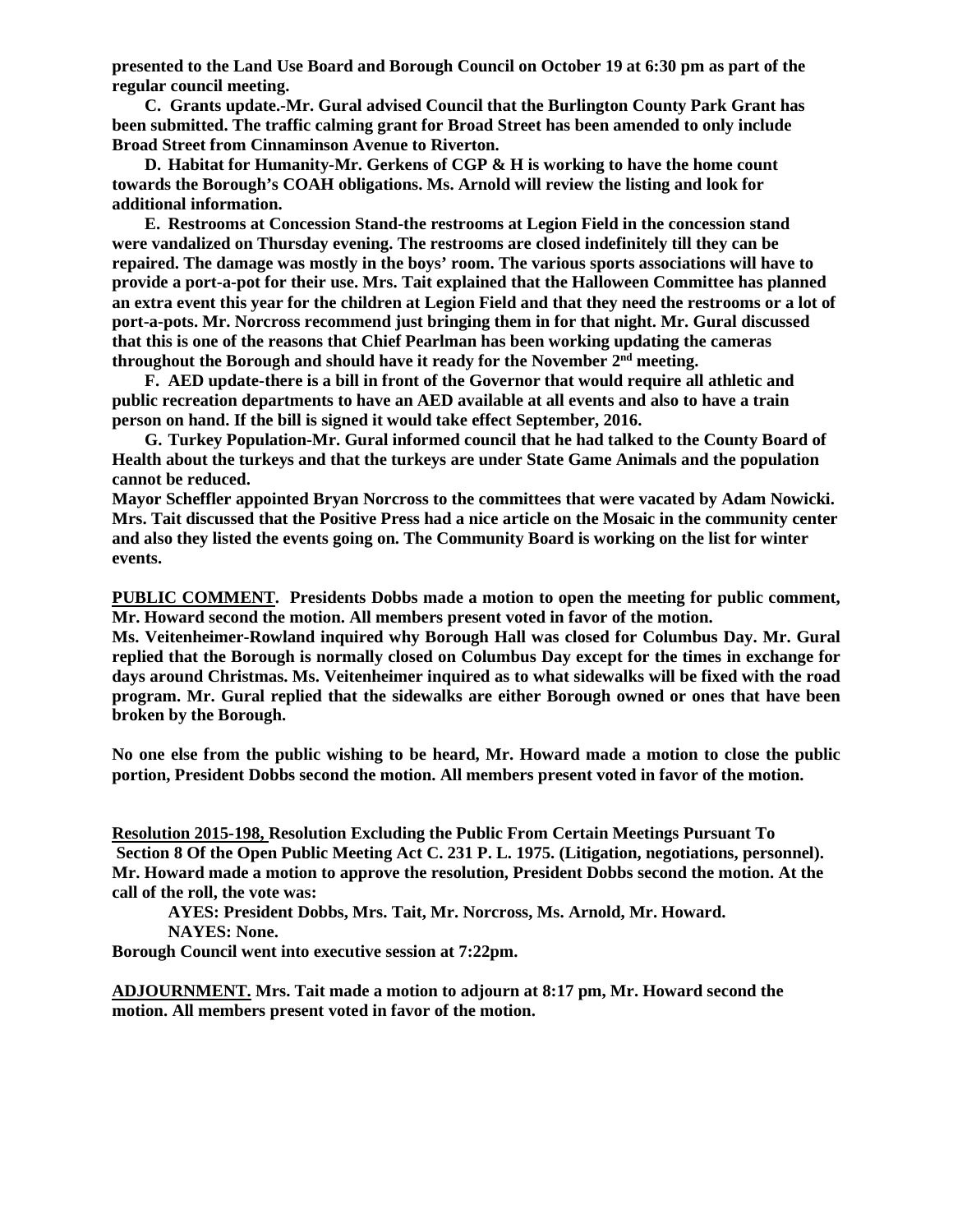**presented to the Land Use Board and Borough Council on October 19 at 6:30 pm as part of the regular council meeting.**

**C. Grants update.-Mr. Gural advised Council that the Burlington County Park Grant has been submitted. The traffic calming grant for Broad Street has been amended to only include Broad Street from Cinnaminson Avenue to Riverton.**

**D. Habitat for Humanity-Mr. Gerkens of CGP & H is working to have the home count towards the Borough's COAH obligations. Ms. Arnold will review the listing and look for additional information.**

**E. Restrooms at Concession Stand-the restrooms at Legion Field in the concession stand were vandalized on Thursday evening. The restrooms are closed indefinitely till they can be repaired. The damage was mostly in the boys' room. The various sports associations will have to provide a port-a-pot for their use. Mrs. Tait explained that the Halloween Committee has planned an extra event this year for the children at Legion Field and that they need the restrooms or a lot of port-a-pots. Mr. Norcross recommend just bringing them in for that night. Mr. Gural discussed that this is one of the reasons that Chief Pearlman has been working updating the cameras throughout the Borough and should have it ready for the November 2nd meeting.**

**F. AED update-there is a bill in front of the Governor that would require all athletic and public recreation departments to have an AED available at all events and also to have a train person on hand. If the bill is signed it would take effect September, 2016.**

**G. Turkey Population-Mr. Gural informed council that he had talked to the County Board of Health about the turkeys and that the turkeys are under State Game Animals and the population cannot be reduced.**

**Mayor Scheffler appointed Bryan Norcross to the committees that were vacated by Adam Nowicki. Mrs. Tait discussed that the Positive Press had a nice article on the Mosaic in the community center and also they listed the events going on. The Community Board is working on the list for winter events.**

**<u>PUBLIC COMMENT</u>. Presidents Dobbs made a motion to open the meeting for public comment, Mr. Howard second the motion. All members present voted in favor of the motion.**

**Ms. Veitenheimer-Rowland inquired why Borough Hall was closed for Columbus Day. Mr. Gural replied that the Borough is normally closed on Columbus Day except for the times in exchange for days around Christmas. Ms. Veitenheimer inquired as to what sidewalks will be fixed with the road program. Mr. Gural replied that the sidewalks are either Borough owned or ones that have been broken by the Borough.**

**No one else from the public wishing to be heard, Mr. Howard made a motion to close the public portion, President Dobbs second the motion. All members present voted in favor of the motion.**

**<u>Resolution 2015-198,</u> Resolution Excluding the Public From Certain Meetings Pursuant To Section 8 Of the Open Public Meeting Act C. 231 P. L. 1975. (Litigation, negotiations, personnel). Mr. Howard made a motion to approve the resolution, President Dobbs second the motion. At the call of the roll, the vote was:**

**AYES: President Dobbs, Mrs. Tait, Mr. Norcross, Ms. Arnold, Mr. Howard.**
**NAYES: None.**

**Borough Council went into executive session at 7:22pm.**

**<u>ADJOURNMENT.</u> Mrs. Tait made a motion to adjourn at 8:17 pm, Mr. Howard second the motion. All members present voted in favor of the motion.**